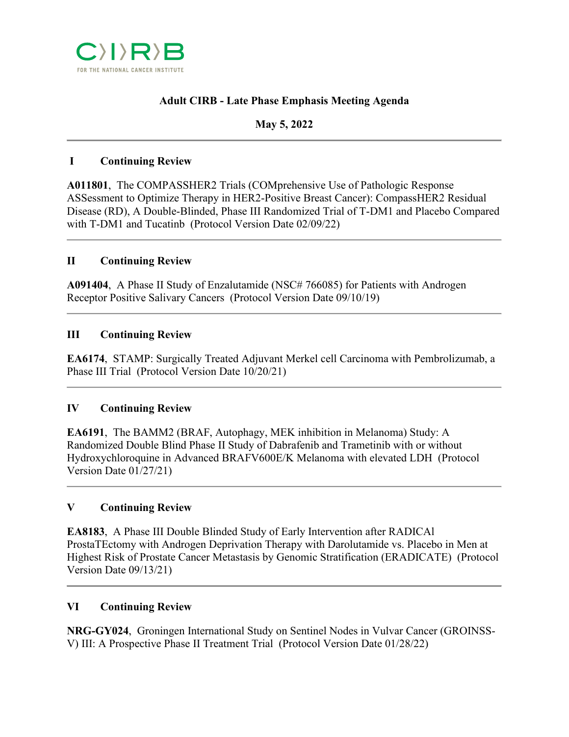C〉I〉R〉B

FOR THE NATIONAL CANCER INSTITUTE

# Adult CIRB - Late Phase Emphasis Meeting Agenda

**May 5, 2022**

---

## I Continuing Review

**A011801**, The COMPASSHER2 Trials (COMprehensive Use of Pathologic Response ASSessment to Optimize Therapy in HER2-Positive Breast Cancer): CompassHER2 Residual Disease (RD), A Double-Blinded, Phase III Randomized Trial of T-DM1 and Placebo Compared with T-DM1 and Tucatinb (Protocol Version Date 02/09/22)

---

## II Continuing Review

**A091404**, A Phase II Study of Enzalutamide (NSC# 766085) for Patients with Androgen Receptor Positive Salivary Cancers (Protocol Version Date 09/10/19)

---

## III Continuing Review

**EA6174**, STAMP: Surgically Treated Adjuvant Merkel cell Carcinoma with Pembrolizumab, a Phase III Trial (Protocol Version Date 10/20/21)

---

## IV Continuing Review

**EA6191**, The BAMM2 (BRAF, Autophagy, MEK inhibition in Melanoma) Study: A Randomized Double Blind Phase II Study of Dabrafenib and Trametinib with or without Hydroxychloroquine in Advanced BRAFV600E/K Melanoma with elevated LDH (Protocol Version Date 01/27/21)

---

## V Continuing Review

**EA8183**, A Phase III Double Blinded Study of Early Intervention after RADICAl ProstaTEctomy with Androgen Deprivation Therapy with Darolutamide vs. Placebo in Men at Highest Risk of Prostate Cancer Metastasis by Genomic Stratification (ERADICATE) (Protocol Version Date 09/13/21)

---

## VI Continuing Review

**NRG-GY024**, Groningen International Study on Sentinel Nodes in Vulvar Cancer (GROINSS-V) III: A Prospective Phase II Treatment Trial (Protocol Version Date 01/28/22)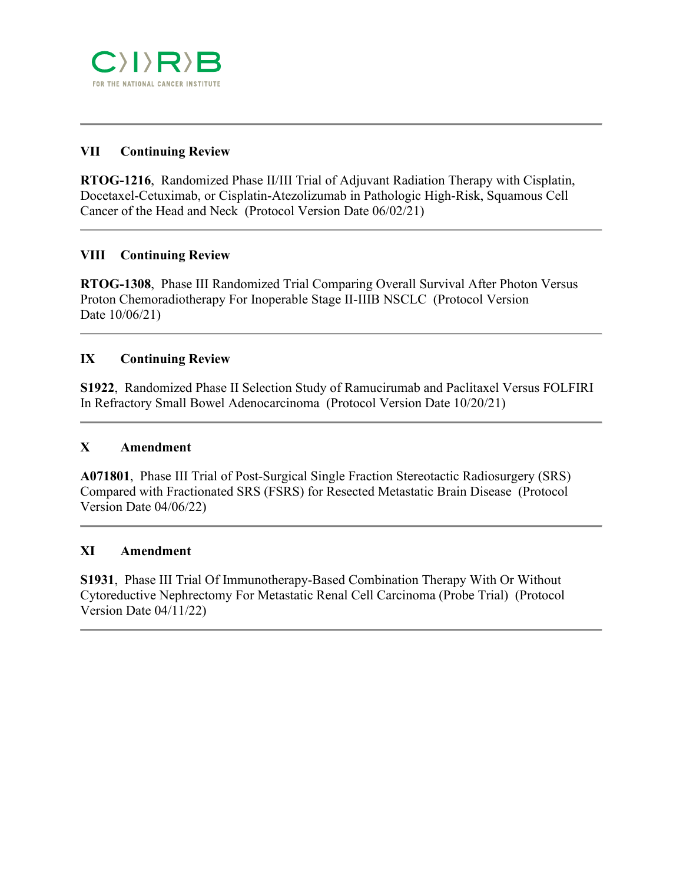### VII Continuing Review

**RTOG-1216**, Randomized Phase II/III Trial of Adjuvant Radiation Therapy with Cisplatin, Docetaxel-Cetuximab, or Cisplatin-Atezolizumab in Pathologic High-Risk, Squamous Cell Cancer of the Head and Neck (Protocol Version Date 06/02/21)

---

### VIII Continuing Review

**RTOG-1308**, Phase III Randomized Trial Comparing Overall Survival After Photon Versus Proton Chemoradiotherapy For Inoperable Stage II-IIIB NSCLC (Protocol Version Date 10/06/21)

---

### IX Continuing Review

**S1922**, Randomized Phase II Selection Study of Ramucirumab and Paclitaxel Versus FOLFIRI In Refractory Small Bowel Adenocarcinoma (Protocol Version Date 10/20/21)

---

### X Amendment

**A071801**, Phase III Trial of Post-Surgical Single Fraction Stereotactic Radiosurgery (SRS) Compared with Fractionated SRS (FSRS) for Resected Metastatic Brain Disease (Protocol Version Date 04/06/22)

---

### XI Amendment

**S1931**, Phase III Trial Of Immunotherapy-Based Combination Therapy With Or Without Cytoreductive Nephrectomy For Metastatic Renal Cell Carcinoma (Probe Trial) (Protocol Version Date 04/11/22)

---